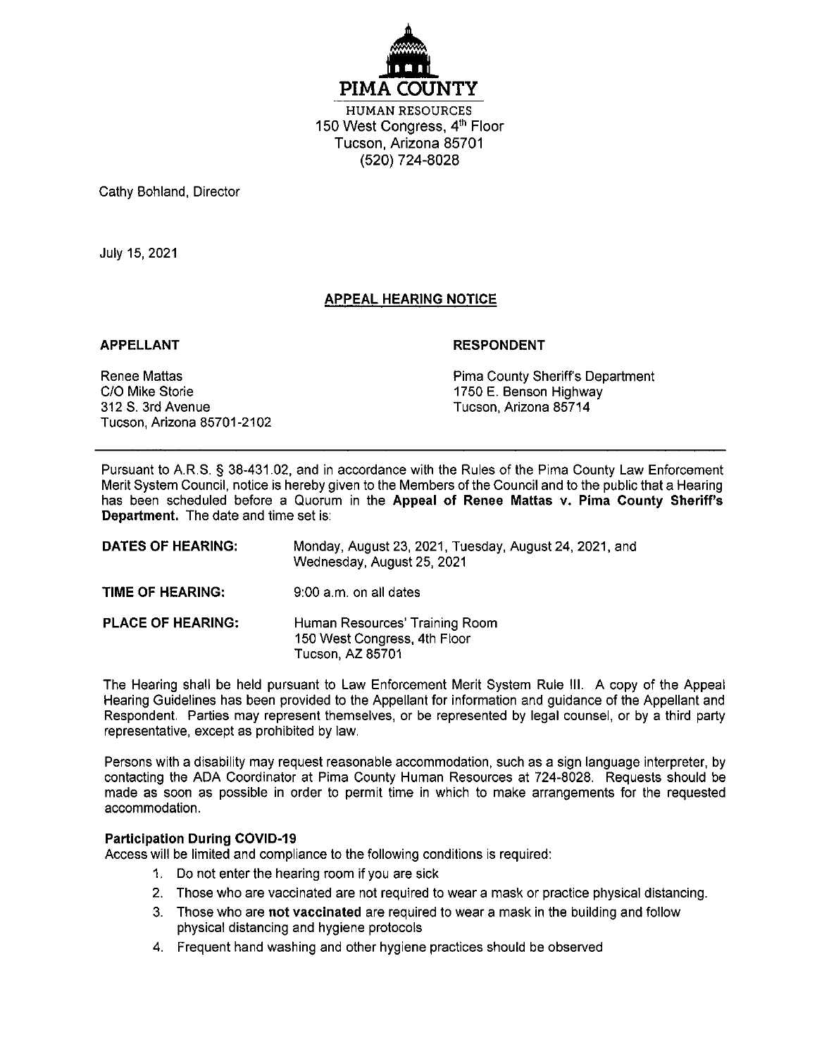# PIMA COUNTY

HUMAN RESOURCES
150 West Congress, 4th Floor
Tucson, Arizona 85701
(520) 724-8028

Cathy Bohland, Director

July 15, 2021

## APPEAL HEARING NOTICE

**APPELLANT**

Renee Mattas
C/O Mike Storie
312 S. 3rd Avenue
Tucson, Arizona 85701-2102

**RESPONDENT**

Pima County Sheriff's Department
1750 E. Benson Highway
Tucson, Arizona 85714

---

Pursuant to A.R.S. § 38-431.02, and in accordance with the Rules of the Pima County Law Enforcement Merit System Council, notice is hereby given to the Members of the Council and to the public that a Hearing has been scheduled before a Quorum in the **Appeal of Renee Mattas v. Pima County Sheriff's Department.** The date and time set is:

**DATES OF HEARING:** Monday, August 23, 2021, Tuesday, August 24, 2021, and Wednesday, August 25, 2021

**TIME OF HEARING:** 9:00 a.m. on all dates

**PLACE OF HEARING:** Human Resources' Training Room
150 West Congress, 4th Floor
Tucson, AZ 85701

The Hearing shall be held pursuant to Law Enforcement Merit System Rule III. A copy of the Appeal Hearing Guidelines has been provided to the Appellant for information and guidance of the Appellant and Respondent. Parties may represent themselves, or be represented by legal counsel, or by a third party representative, except as prohibited by law.

Persons with a disability may request reasonable accommodation, such as a sign language interpreter, by contacting the ADA Coordinator at Pima County Human Resources at 724-8028. Requests should be made as soon as possible in order to permit time in which to make arrangements for the requested accommodation.

**Participation During COVID-19**
Access will be limited and compliance to the following conditions is required:

1. Do not enter the hearing room if you are sick
2. Those who are vaccinated are not required to wear a mask or practice physical distancing.
3. Those who are **not vaccinated** are required to wear a mask in the building and follow physical distancing and hygiene protocols
4. Frequent hand washing and other hygiene practices should be observed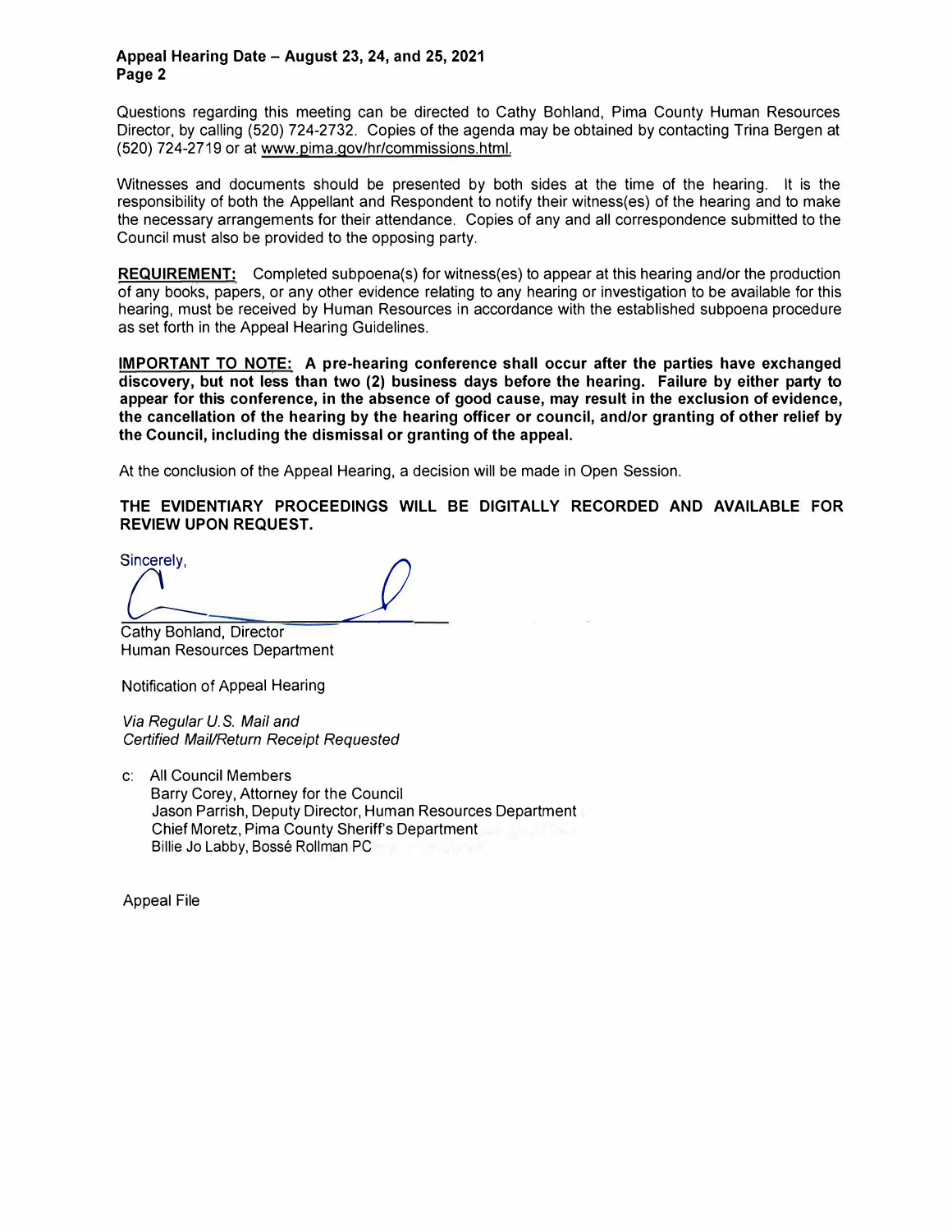Questions regarding this meeting can be directed to Cathy Bohland, Pima County Human Resources Director, by calling (520) 724-2732. Copies of the agenda may be obtained by contacting Trina Bergen at (520) 724-2719 or at www.pima.gov/hr/commissions.html.

Witnesses and documents should be presented by both sides at the time of the hearing. It is the responsibility of both the Appellant and Respondent to notify their witness(es) of the hearing and to make the necessary arrangements for their attendance. Copies of any and all correspondence submitted to the Council must also be provided to the opposing party.

**REQUIREMENT:** Completed subpoena(s) for witness(es) to appear at this hearing and/or the production of any books, papers, or any other evidence relating to any hearing or investigation to be available for this hearing, must be received by Human Resources in accordance with the established subpoena procedure as set forth in the Appeal Hearing Guidelines.

**IMPORTANT TO NOTE: A pre-hearing conference shall occur after the parties have exchanged discovery, but not less than two (2) business days before the hearing. Failure by either party to appear for this conference, in the absence of good cause, may result in the exclusion of evidence, the cancellation of the hearing by the hearing officer or council, and/or granting of other relief by the Council, including the dismissal or granting of the appeal.**

At the conclusion of the Appeal Hearing, a decision will be made in Open Session.

**THE EVIDENTIARY PROCEEDINGS WILL BE DIGITALLY RECORDED AND AVAILABLE FOR REVIEW UPON REQUEST.**

Sincerely,

Cathy Bohland, Director
Human Resources Department

Notification of Appeal Hearing

*Via Regular U.S. Mail and*
*Certified Mail/Return Receipt Requested*

c: All Council Members
Barry Corey, Attorney for the Council
Jason Parrish, Deputy Director, Human Resources Department
Chief Moretz, Pima County Sheriff's Department
Billie Jo Labby, Bossé Rollman PC

Appeal File